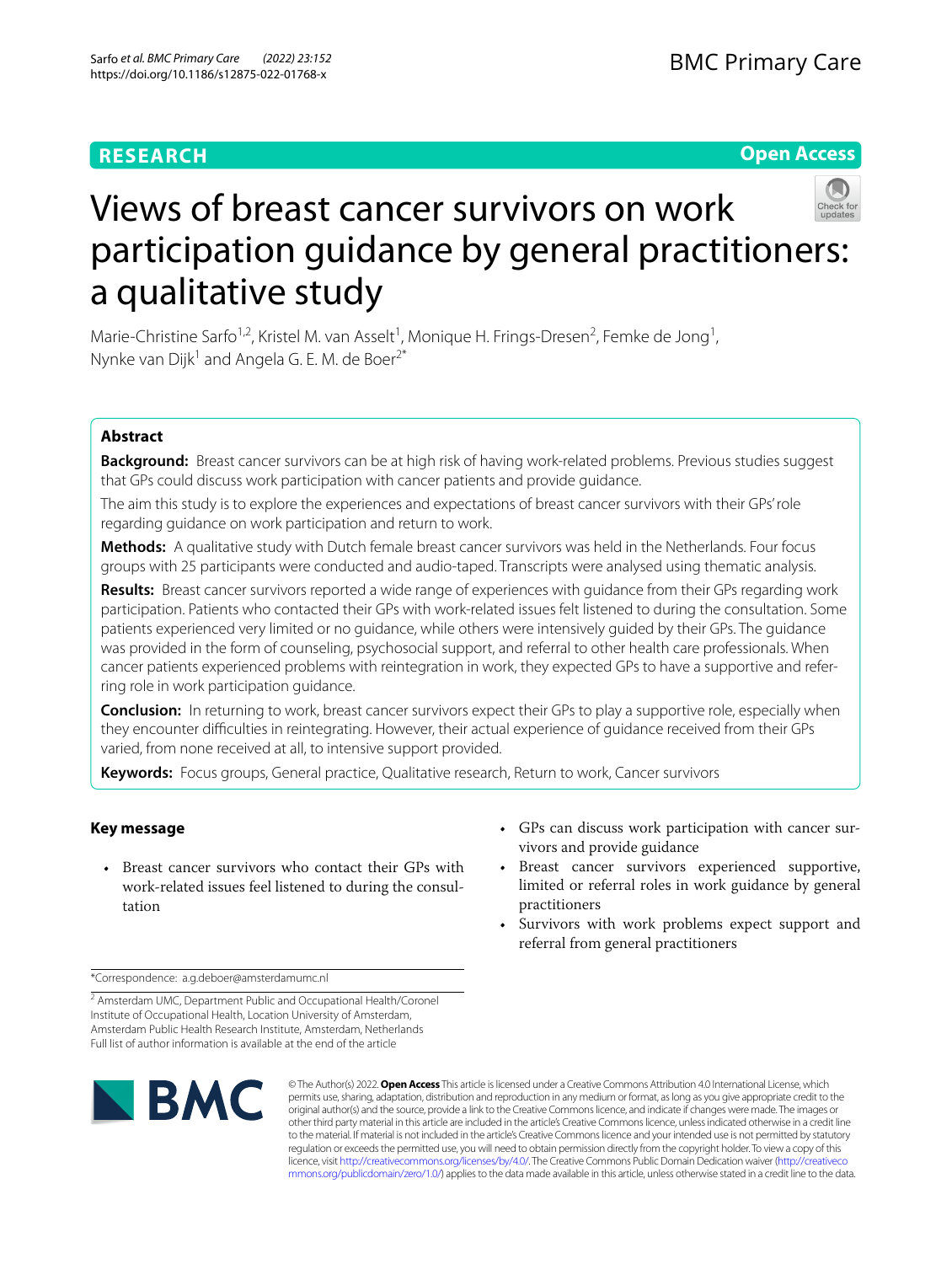RESEARCH

Open Access

# Views of breast cancer survivors on work participation guidance by general practitioners: a qualitative study

Marie-Christine Sarfo[1,2], Kristel M. van Asselt[1], Monique H. Frings-Dresen[2], Femke de Jong[1], Nynke van Dijk[1] and Angela G. E. M. de Boer[2*]

## Abstract

**Background:** Breast cancer survivors can be at high risk of having work-related problems. Previous studies suggest that GPs could discuss work participation with cancer patients and provide guidance.

The aim this study is to explore the experiences and expectations of breast cancer survivors with their GPs' role regarding guidance on work participation and return to work.

**Methods:** A qualitative study with Dutch female breast cancer survivors was held in the Netherlands. Four focus groups with 25 participants were conducted and audio-taped. Transcripts were analysed using thematic analysis.

**Results:** Breast cancer survivors reported a wide range of experiences with guidance from their GPs regarding work participation. Patients who contacted their GPs with work-related issues felt listened to during the consultation. Some patients experienced very limited or no guidance, while others were intensively guided by their GPs. The guidance was provided in the form of counseling, psychosocial support, and referral to other health care professionals. When cancer patients experienced problems with reintegration in work, they expected GPs to have a supportive and referring role in work participation guidance.

**Conclusion:** In returning to work, breast cancer survivors expect their GPs to play a supportive role, especially when they encounter difficulties in reintegrating. However, their actual experience of guidance received from their GPs varied, from none received at all, to intensive support provided.

**Keywords:** Focus groups, General practice, Qualitative research, Return to work, Cancer survivors

## Key message

- Breast cancer survivors who contact their GPs with work-related issues feel listened to during the consultation
- GPs can discuss work participation with cancer survivors and provide guidance
- Breast cancer survivors experienced supportive, limited or referral roles in work guidance by general practitioners
- Survivors with work problems expect support and referral from general practitioners

*Correspondence: a.g.deboer@amsterdamumc.nl

[2] Amsterdam UMC, Department Public and Occupational Health/Coronel Institute of Occupational Health, Location University of Amsterdam, Amsterdam Public Health Research Institute, Amsterdam, Netherlands

Full list of author information is available at the end of the article

© The Author(s) 2022. **Open Access** This article is licensed under a Creative Commons Attribution 4.0 International License, which permits use, sharing, adaptation, distribution and reproduction in any medium or format, as long as you give appropriate credit to the original author(s) and the source, provide a link to the Creative Commons licence, and indicate if changes were made. The images or other third party material in this article are included in the article's Creative Commons licence, unless indicated otherwise in a credit line to the material. If material is not included in the article's Creative Commons licence and your intended use is not permitted by statutory regulation or exceeds the permitted use, you will need to obtain permission directly from the copyright holder. To view a copy of this licence, visit http://creativecommons.org/licenses/by/4.0/. The Creative Commons Public Domain Dedication waiver (http://creativecommons.org/publicdomain/zero/1.0/) applies to the data made available in this article, unless otherwise stated in a credit line to the data.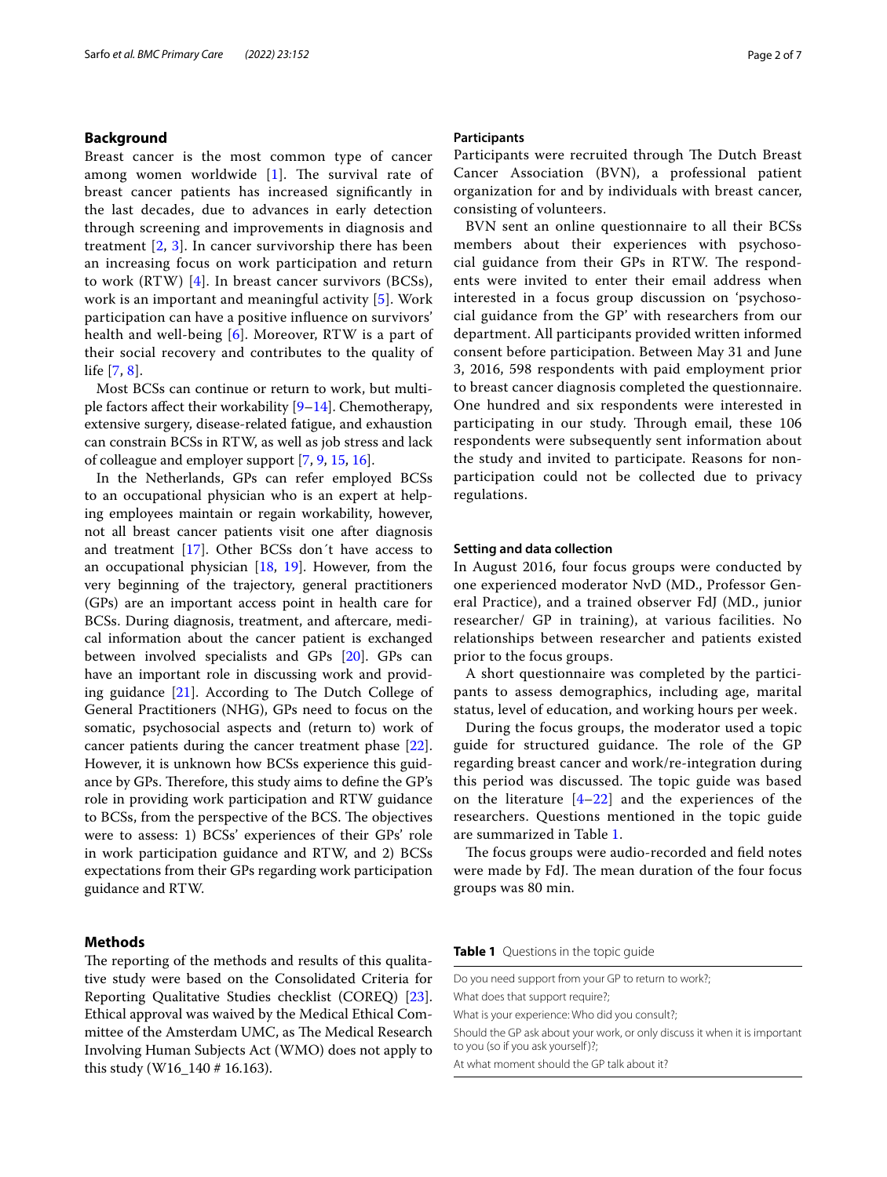## Background

Breast cancer is the most common type of cancer among women worldwide [1]. The survival rate of breast cancer patients has increased significantly in the last decades, due to advances in early detection through screening and improvements in diagnosis and treatment [2, 3]. In cancer survivorship there has been an increasing focus on work participation and return to work (RTW) [4]. In breast cancer survivors (BCSs), work is an important and meaningful activity [5]. Work participation can have a positive influence on survivors' health and well-being [6]. Moreover, RTW is a part of their social recovery and contributes to the quality of life [7, 8].

Most BCSs can continue or return to work, but multiple factors affect their workability [9–14]. Chemotherapy, extensive surgery, disease-related fatigue, and exhaustion can constrain BCSs in RTW, as well as job stress and lack of colleague and employer support [7, 9, 15, 16].

In the Netherlands, GPs can refer employed BCSs to an occupational physician who is an expert at helping employees maintain or regain workability, however, not all breast cancer patients visit one after diagnosis and treatment [17]. Other BCSs don´t have access to an occupational physician [18, 19]. However, from the very beginning of the trajectory, general practitioners (GPs) are an important access point in health care for BCSs. During diagnosis, treatment, and aftercare, medical information about the cancer patient is exchanged between involved specialists and GPs [20]. GPs can have an important role in discussing work and providing guidance [21]. According to The Dutch College of General Practitioners (NHG), GPs need to focus on the somatic, psychosocial aspects and (return to) work of cancer patients during the cancer treatment phase [22]. However, it is unknown how BCSs experience this guidance by GPs. Therefore, this study aims to define the GP's role in providing work participation and RTW guidance to BCSs, from the perspective of the BCS. The objectives were to assess: 1) BCSs' experiences of their GPs' role in work participation guidance and RTW, and 2) BCSs expectations from their GPs regarding work participation guidance and RTW.

## Methods

The reporting of the methods and results of this qualitative study were based on the Consolidated Criteria for Reporting Qualitative Studies checklist (COREQ) [23]. Ethical approval was waived by the Medical Ethical Committee of the Amsterdam UMC, as The Medical Research Involving Human Subjects Act (WMO) does not apply to this study (W16_140 # 16.163).

### Participants

Participants were recruited through The Dutch Breast Cancer Association (BVN), a professional patient organization for and by individuals with breast cancer, consisting of volunteers.

BVN sent an online questionnaire to all their BCSs members about their experiences with psychosocial guidance from their GPs in RTW. The respondents were invited to enter their email address when interested in a focus group discussion on 'psychosocial guidance from the GP' with researchers from our department. All participants provided written informed consent before participation. Between May 31 and June 3, 2016, 598 respondents with paid employment prior to breast cancer diagnosis completed the questionnaire. One hundred and six respondents were interested in participating in our study. Through email, these 106 respondents were subsequently sent information about the study and invited to participate. Reasons for non-participation could not be collected due to privacy regulations.

### Setting and data collection

In August 2016, four focus groups were conducted by one experienced moderator NvD (MD., Professor General Practice), and a trained observer FdJ (MD., junior researcher/ GP in training), at various facilities. No relationships between researcher and patients existed prior to the focus groups.

A short questionnaire was completed by the participants to assess demographics, including age, marital status, level of education, and working hours per week.

During the focus groups, the moderator used a topic guide for structured guidance. The role of the GP regarding breast cancer and work/re-integration during this period was discussed. The topic guide was based on the literature [4–22] and the experiences of the researchers. Questions mentioned in the topic guide are summarized in Table 1.

The focus groups were audio-recorded and field notes were made by FdJ. The mean duration of the four focus groups was 80 min.

**Table 1** Questions in the topic guide

| Questions |
|---|
| Do you need support from your GP to return to work?; |
| What does that support require?; |
| What is your experience: Who did you consult?; |
| Should the GP ask about your work, or only discuss it when it is important to you (so if you ask yourself)?; |
| At what moment should the GP talk about it? |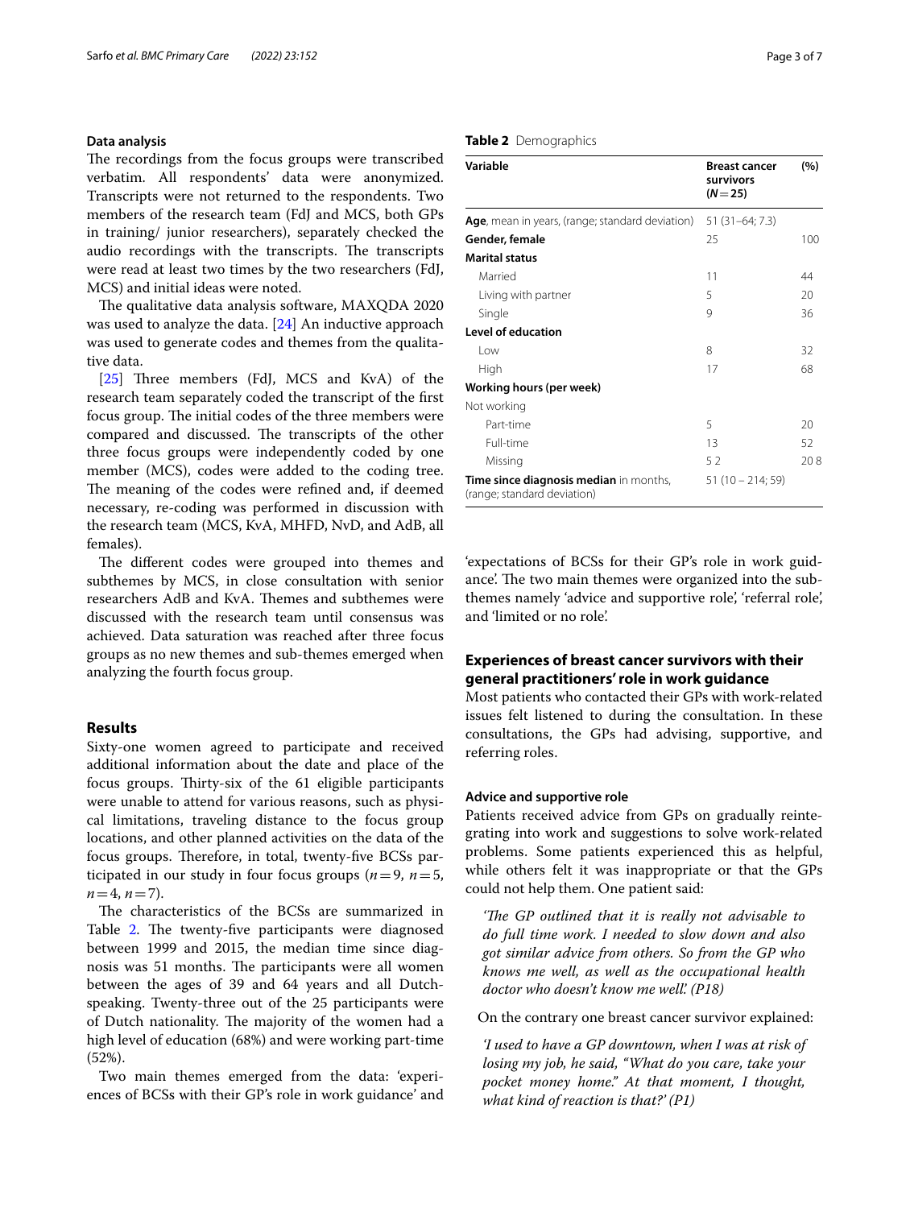### Data analysis

The recordings from the focus groups were transcribed verbatim. All respondents' data were anonymized. Transcripts were not returned to the respondents. Two members of the research team (FdJ and MCS, both GPs in training/ junior researchers), separately checked the audio recordings with the transcripts. The transcripts were read at least two times by the two researchers (FdJ, MCS) and initial ideas were noted.

The qualitative data analysis software, MAXQDA 2020 was used to analyze the data. [24] An inductive approach was used to generate codes and themes from the qualitative data.

[25] Three members (FdJ, MCS and KvA) of the research team separately coded the transcript of the first focus group. The initial codes of the three members were compared and discussed. The transcripts of the other three focus groups were independently coded by one member (MCS), codes were added to the coding tree. The meaning of the codes were refined and, if deemed necessary, re-coding was performed in discussion with the research team (MCS, KvA, MHFD, NvD, and AdB, all females).

The different codes were grouped into themes and subthemes by MCS, in close consultation with senior researchers AdB and KvA. Themes and subthemes were discussed with the research team until consensus was achieved. Data saturation was reached after three focus groups as no new themes and sub-themes emerged when analyzing the fourth focus group.

## Results

Sixty-one women agreed to participate and received additional information about the date and place of the focus groups. Thirty-six of the 61 eligible participants were unable to attend for various reasons, such as physical limitations, traveling distance to the focus group locations, and other planned activities on the data of the focus groups. Therefore, in total, twenty-five BCSs participated in our study in four focus groups ($n=9$, $n=5$, $n=4$, $n=7$).

The characteristics of the BCSs are summarized in Table 2. The twenty-five participants were diagnosed between 1999 and 2015, the median time since diagnosis was 51 months. The participants were all women between the ages of 39 and 64 years and all Dutch-speaking. Twenty-three out of the 25 participants were of Dutch nationality. The majority of the women had a high level of education (68%) and were working part-time (52%).

Two main themes emerged from the data: 'experiences of BCSs with their GP's role in work guidance' and 'expectations of BCSs for their GP's role in work guidance'. The two main themes were organized into the subthemes namely 'advice and supportive role', 'referral role', and 'limited or no role'.

**Table 2** Demographics

| Variable | Breast cancer survivors ($N=25$) | (%) |
|---|---|---|
| **Age**, mean in years, (range; standard deviation) | 51 (31–64; 7.3) | |
| **Gender, female** | 25 | 100 |
| **Marital status** | | |
| Married | 11 | 44 |
| Living with partner | 5 | 20 |
| Single | 9 | 36 |
| **Level of education** | | |
| Low | 8 | 32 |
| High | 17 | 68 |
| **Working hours (per week)** | | |
| Not working | | |
| Part-time | 5 | 20 |
| Full-time | 13 | 52 |
| Missing | 5 2 | 20 8 |
| **Time since diagnosis median** in months, (range; standard deviation) | 51 (10 – 214; 59) | |

## Experiences of breast cancer survivors with their general practitioners' role in work guidance

Most patients who contacted their GPs with work-related issues felt listened to during the consultation. In these consultations, the GPs had advising, supportive, and referring roles.

### Advice and supportive role

Patients received advice from GPs on gradually reintegrating into work and suggestions to solve work-related problems. Some patients experienced this as helpful, while others felt it was inappropriate or that the GPs could not help them. One patient said:

> *'The GP outlined that it is really not advisable to do full time work. I needed to slow down and also got similar advice from others. So from the GP who knows me well, as well as the occupational health doctor who doesn't know me well.' (P18)*

On the contrary one breast cancer survivor explained:

> *'I used to have a GP downtown, when I was at risk of losing my job, he said, "What do you care, take your pocket money home." At that moment, I thought, what kind of reaction is that?' (P1)*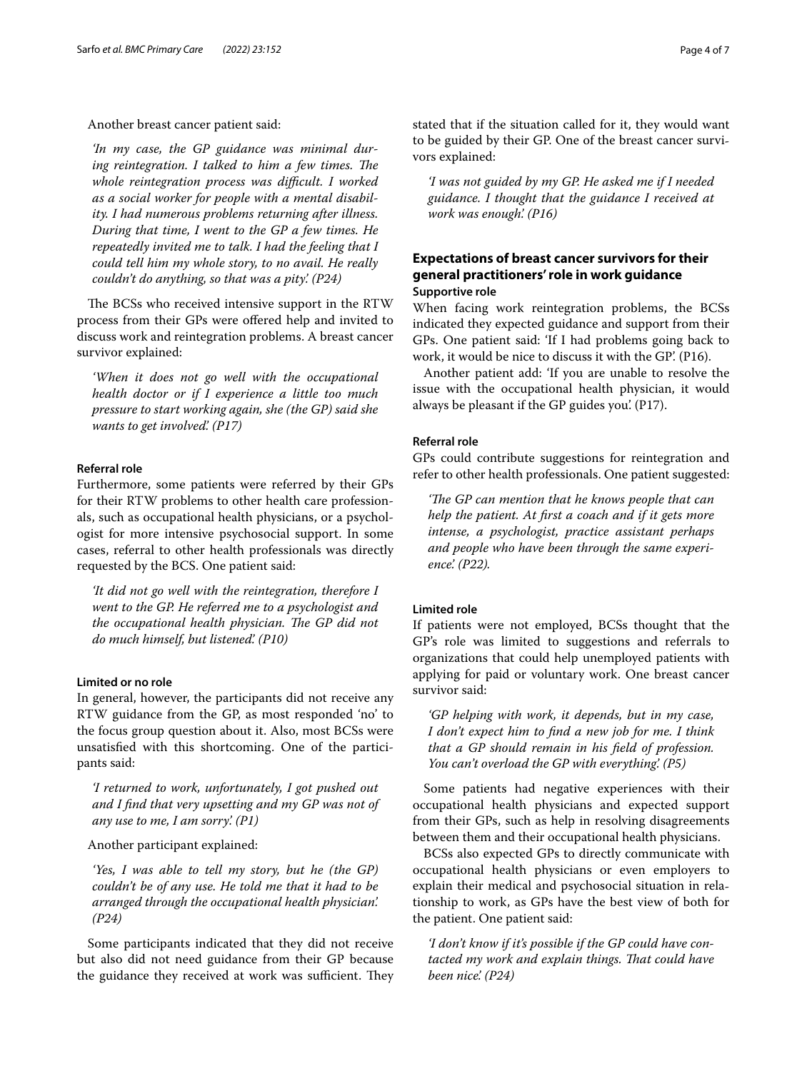Another breast cancer patient said:

> *'In my case, the GP guidance was minimal during reintegration. I talked to him a few times. The whole reintegration process was difficult. I worked as a social worker for people with a mental disability. I had numerous problems returning after illness. During that time, I went to the GP a few times. He repeatedly invited me to talk. I had the feeling that I could tell him my whole story, to no avail. He really couldn't do anything, so that was a pity.' (P24)*

The BCSs who received intensive support in the RTW process from their GPs were offered help and invited to discuss work and reintegration problems. A breast cancer survivor explained:

> *'When it does not go well with the occupational health doctor or if I experience a little too much pressure to start working again, she (the GP) said she wants to get involved.' (P17)*

#### Referral role

Furthermore, some patients were referred by their GPs for their RTW problems to other health care professionals, such as occupational health physicians, or a psychologist for more intensive psychosocial support. In some cases, referral to other health professionals was directly requested by the BCS. One patient said:

> *'It did not go well with the reintegration, therefore I went to the GP. He referred me to a psychologist and the occupational health physician. The GP did not do much himself, but listened.' (P10)*

#### Limited or no role

In general, however, the participants did not receive any RTW guidance from the GP, as most responded 'no' to the focus group question about it. Also, most BCSs were unsatisfied with this shortcoming. One of the participants said:

> *'I returned to work, unfortunately, I got pushed out and I find that very upsetting and my GP was not of any use to me, I am sorry.' (P1)*

Another participant explained:

> *'Yes, I was able to tell my story, but he (the GP) couldn't be of any use. He told me that it had to be arranged through the occupational health physician.' (P24)*

Some participants indicated that they did not receive but also did not need guidance from their GP because the guidance they received at work was sufficient. They stated that if the situation called for it, they would want to be guided by their GP. One of the breast cancer survivors explained:

> *'I was not guided by my GP. He asked me if I needed guidance. I thought that the guidance I received at work was enough.' (P16)*

### Expectations of breast cancer survivors for their general practitioners' role in work guidance

#### Supportive role

When facing work reintegration problems, the BCSs indicated they expected guidance and support from their GPs. One patient said: 'If I had problems going back to work, it would be nice to discuss it with the GP'. (P16).

Another patient add: 'If you are unable to resolve the issue with the occupational health physician, it would always be pleasant if the GP guides you'. (P17).

#### Referral role

GPs could contribute suggestions for reintegration and refer to other health professionals. One patient suggested:

> *'The GP can mention that he knows people that can help the patient. At first a coach and if it gets more intense, a psychologist, practice assistant perhaps and people who have been through the same experience'. (P22).*

#### Limited role

If patients were not employed, BCSs thought that the GP's role was limited to suggestions and referrals to organizations that could help unemployed patients with applying for paid or voluntary work. One breast cancer survivor said:

> *'GP helping with work, it depends, but in my case, I don't expect him to find a new job for me. I think that a GP should remain in his field of profession. You can't overload the GP with everything'. (P5)*

Some patients had negative experiences with their occupational health physicians and expected support from their GPs, such as help in resolving disagreements between them and their occupational health physicians.

BCSs also expected GPs to directly communicate with occupational health physicians or even employers to explain their medical and psychosocial situation in relationship to work, as GPs have the best view of both for the patient. One patient said:

> *'I don't know if it's possible if the GP could have contacted my work and explain things. That could have been nice'. (P24)*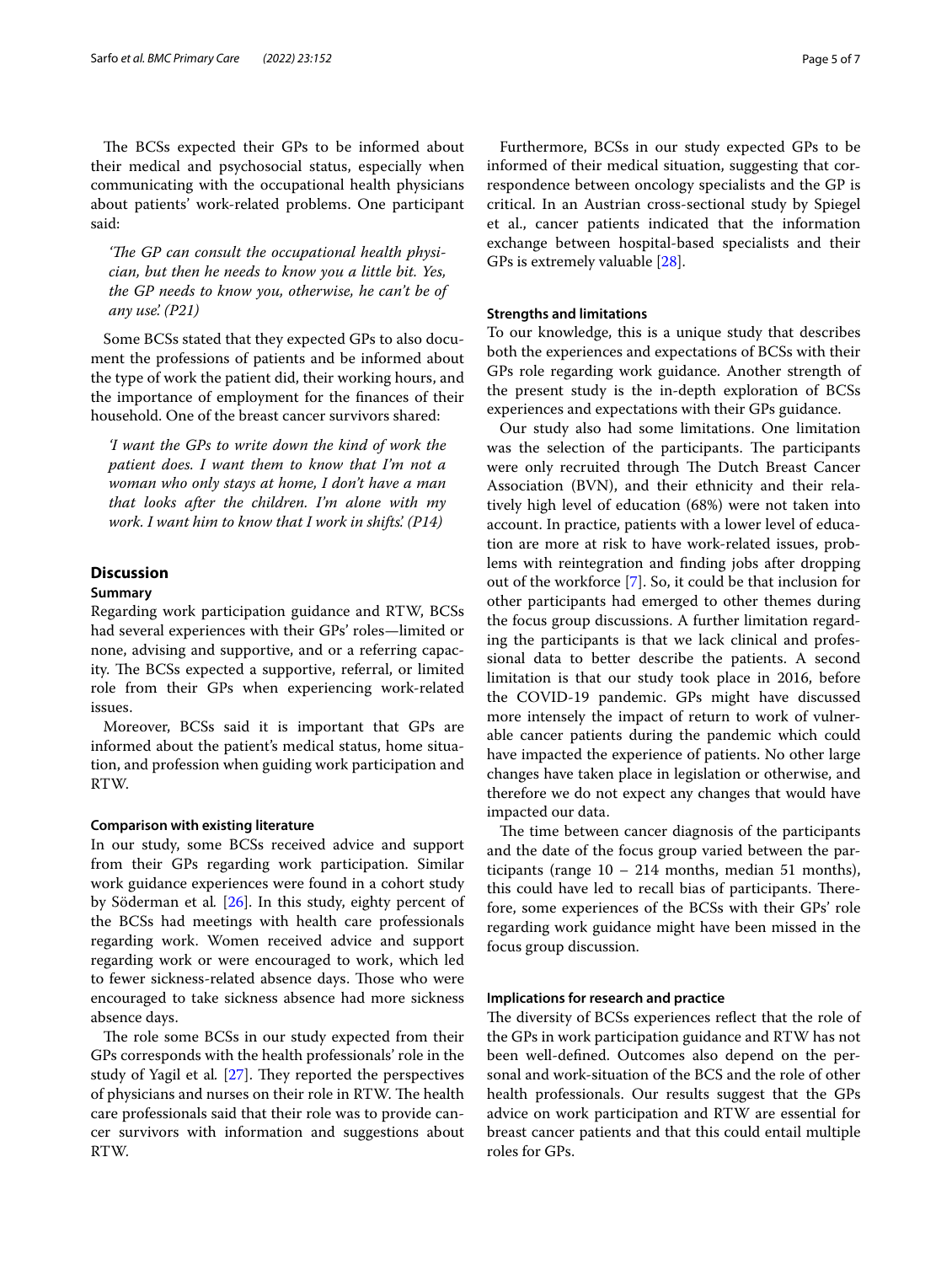The BCSs expected their GPs to be informed about their medical and psychosocial status, especially when communicating with the occupational health physicians about patients' work-related problems. One participant said:

> *'The GP can consult the occupational health physician, but then he needs to know you a little bit. Yes, the GP needs to know you, otherwise, he can't be of any use.' (P21)*

Some BCSs stated that they expected GPs to also document the professions of patients and be informed about the type of work the patient did, their working hours, and the importance of employment for the finances of their household. One of the breast cancer survivors shared:

> *'I want the GPs to write down the kind of work the patient does. I want them to know that I'm not a woman who only stays at home, I don't have a man that looks after the children. I'm alone with my work. I want him to know that I work in shifts.' (P14)*

## Discussion

### Summary

Regarding work participation guidance and RTW, BCSs had several experiences with their GPs' roles—limited or none, advising and supportive, and or a referring capacity. The BCSs expected a supportive, referral, or limited role from their GPs when experiencing work-related issues.

Moreover, BCSs said it is important that GPs are informed about the patient's medical status, home situation, and profession when guiding work participation and RTW.

#### Comparison with existing literature

In our study, some BCSs received advice and support from their GPs regarding work participation. Similar work guidance experiences were found in a cohort study by Söderman et al. [26]. In this study, eighty percent of the BCSs had meetings with health care professionals regarding work. Women received advice and support regarding work or were encouraged to work, which led to fewer sickness-related absence days. Those who were encouraged to take sickness absence had more sickness absence days.

The role some BCSs in our study expected from their GPs corresponds with the health professionals' role in the study of Yagil et al. [27]. They reported the perspectives of physicians and nurses on their role in RTW. The health care professionals said that their role was to provide cancer survivors with information and suggestions about RTW.

Furthermore, BCSs in our study expected GPs to be informed of their medical situation, suggesting that correspondence between oncology specialists and the GP is critical. In an Austrian cross-sectional study by Spiegel et al., cancer patients indicated that the information exchange between hospital-based specialists and their GPs is extremely valuable [28].

#### Strengths and limitations

To our knowledge, this is a unique study that describes both the experiences and expectations of BCSs with their GPs role regarding work guidance. Another strength of the present study is the in-depth exploration of BCSs experiences and expectations with their GPs guidance.

Our study also had some limitations. One limitation was the selection of the participants. The participants were only recruited through The Dutch Breast Cancer Association (BVN), and their ethnicity and their relatively high level of education (68%) were not taken into account. In practice, patients with a lower level of education are more at risk to have work-related issues, problems with reintegration and finding jobs after dropping out of the workforce [7]. So, it could be that inclusion for other participants had emerged to other themes during the focus group discussions. A further limitation regarding the participants is that we lack clinical and professional data to better describe the patients. A second limitation is that our study took place in 2016, before the COVID-19 pandemic. GPs might have discussed more intensely the impact of return to work of vulnerable cancer patients during the pandemic which could have impacted the experience of patients. No other large changes have taken place in legislation or otherwise, and therefore we do not expect any changes that would have impacted our data.

The time between cancer diagnosis of the participants and the date of the focus group varied between the participants (range 10 – 214 months, median 51 months), this could have led to recall bias of participants. Therefore, some experiences of the BCSs with their GPs' role regarding work guidance might have been missed in the focus group discussion.

#### Implications for research and practice

The diversity of BCSs experiences reflect that the role of the GPs in work participation guidance and RTW has not been well-defined. Outcomes also depend on the personal and work-situation of the BCS and the role of other health professionals. Our results suggest that the GPs advice on work participation and RTW are essential for breast cancer patients and that this could entail multiple roles for GPs.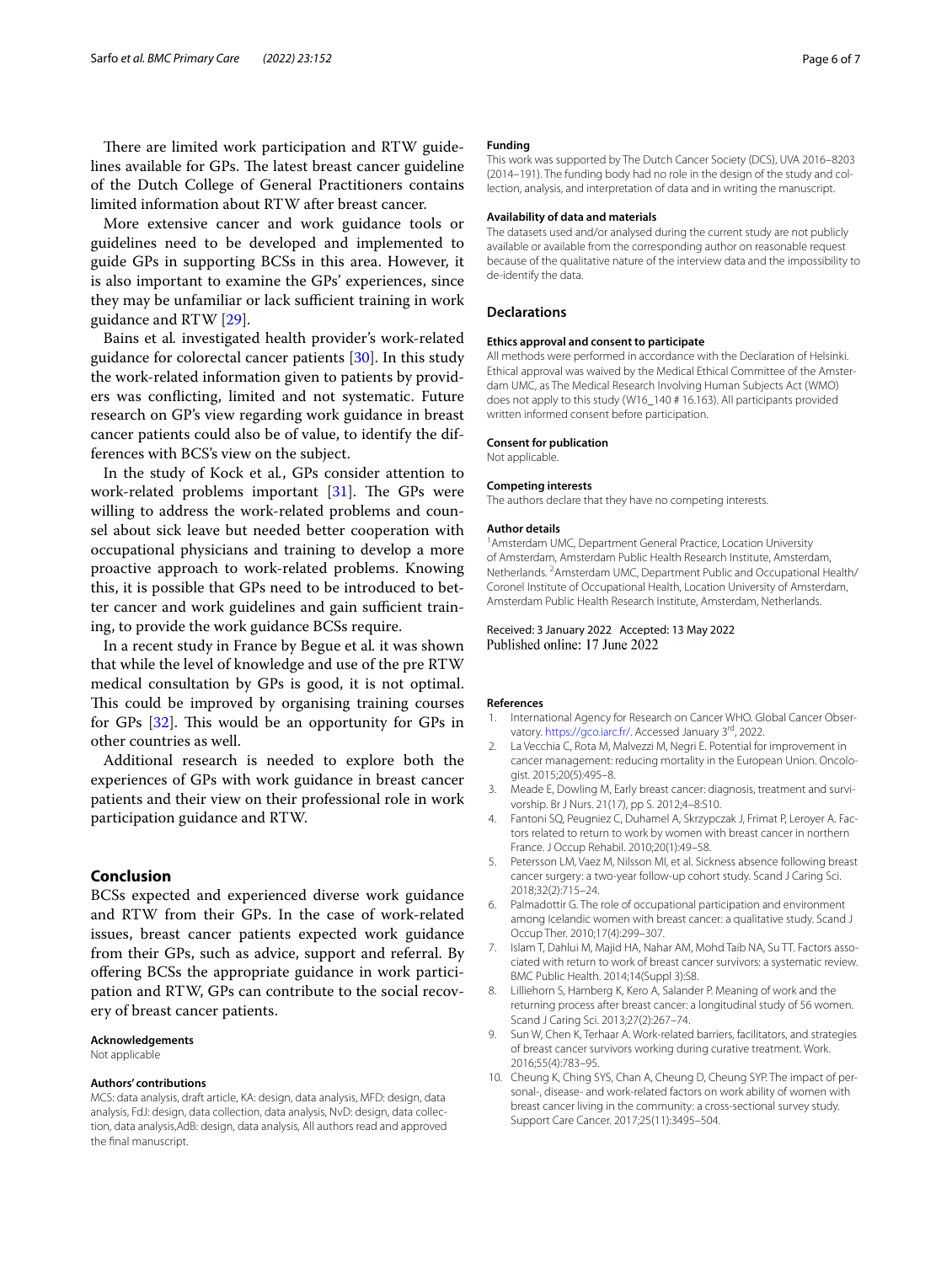There are limited work participation and RTW guidelines available for GPs. The latest breast cancer guideline of the Dutch College of General Practitioners contains limited information about RTW after breast cancer.

More extensive cancer and work guidance tools or guidelines need to be developed and implemented to guide GPs in supporting BCSs in this area. However, it is also important to examine the GPs' experiences, since they may be unfamiliar or lack sufficient training in work guidance and RTW [29].

Bains et al. investigated health provider's work-related guidance for colorectal cancer patients [30]. In this study the work-related information given to patients by providers was conflicting, limited and not systematic. Future research on GP's view regarding work guidance in breast cancer patients could also be of value, to identify the differences with BCS's view on the subject.

In the study of Kock et al., GPs consider attention to work-related problems important [31]. The GPs were willing to address the work-related problems and counsel about sick leave but needed better cooperation with occupational physicians and training to develop a more proactive approach to work-related problems. Knowing this, it is possible that GPs need to be introduced to better cancer and work guidelines and gain sufficient training, to provide the work guidance BCSs require.

In a recent study in France by Begue et al. it was shown that while the level of knowledge and use of the pre RTW medical consultation by GPs is good, it is not optimal. This could be improved by organising training courses for GPs [32]. This would be an opportunity for GPs in other countries as well.

Additional research is needed to explore both the experiences of GPs with work guidance in breast cancer patients and their view on their professional role in work participation guidance and RTW.

## Conclusion

BCSs expected and experienced diverse work guidance and RTW from their GPs. In the case of work-related issues, breast cancer patients expected work guidance from their GPs, such as advice, support and referral. By offering BCSs the appropriate guidance in work participation and RTW, GPs can contribute to the social recovery of breast cancer patients.

#### Acknowledgements

Not applicable

#### Authors' contributions

MCS: data analysis, draft article, KA: design, data analysis, MFD: design, data analysis, FdJ: design, data collection, data analysis, NvD: design, data collection, data analysis,AdB: design, data analysis, All authors read and approved the final manuscript.

#### Funding

This work was supported by The Dutch Cancer Society (DCS), UVA 2016–8203 (2014–191). The funding body had no role in the design of the study and collection, analysis, and interpretation of data and in writing the manuscript.

#### Availability of data and materials

The datasets used and/or analysed during the current study are not publicly available or available from the corresponding author on reasonable request because of the qualitative nature of the interview data and the impossibility to de-identify the data.

### Declarations

#### Ethics approval and consent to participate

All methods were performed in accordance with the Declaration of Helsinki. Ethical approval was waived by the Medical Ethical Committee of the Amsterdam UMC, as The Medical Research Involving Human Subjects Act (WMO) does not apply to this study (W16_140 # 16.163). All participants provided written informed consent before participation.

#### Consent for publication

Not applicable.

#### Competing interests

The authors declare that they have no competing interests.

#### Author details

[1] Amsterdam UMC, Department General Practice, Location University of Amsterdam, Amsterdam Public Health Research Institute, Amsterdam, Netherlands. [2] Amsterdam UMC, Department Public and Occupational Health/Coronel Institute of Occupational Health, Location University of Amsterdam, Amsterdam Public Health Research Institute, Amsterdam, Netherlands.

Received: 3 January 2022 Accepted: 13 May 2022
Published online: 17 June 2022

#### References

1. International Agency for Research on Cancer WHO. Global Cancer Observatory. https://gco.iarc.fr/. Accessed January 3rd, 2022.
2. La Vecchia C, Rota M, Malvezzi M, Negri E. Potential for improvement in cancer management: reducing mortality in the European Union. Oncologist. 2015;20(5):495–8.
3. Meade E, Dowling M, Early breast cancer: diagnosis, treatment and survivorship. Br J Nurs. 21(17), pp S. 2012;4–8:S10.
4. Fantoni SQ, Peugniez C, Duhamel A, Skrzypczak J, Frimat P, Leroyer A. Factors related to return to work by women with breast cancer in northern France. J Occup Rehabil. 2010;20(1):49–58.
5. Petersson LM, Vaez M, Nilsson MI, et al. Sickness absence following breast cancer surgery: a two-year follow-up cohort study. Scand J Caring Sci. 2018;32(2):715–24.
6. Palmadottir G. The role of occupational participation and environment among Icelandic women with breast cancer: a qualitative study. Scand J Occup Ther. 2010;17(4):299–307.
7. Islam T, Dahlui M, Majid HA, Nahar AM, Mohd Taib NA, Su TT. Factors associated with return to work of breast cancer survivors: a systematic review. BMC Public Health. 2014;14(Suppl 3):S8.
8. Lilliehorn S, Hamberg K, Kero A, Salander P. Meaning of work and the returning process after breast cancer: a longitudinal study of 56 women. Scand J Caring Sci. 2013;27(2):267–74.
9. Sun W, Chen K, Terhaar A. Work-related barriers, facilitators, and strategies of breast cancer survivors working during curative treatment. Work. 2016;55(4):783–95.
10. Cheung K, Ching SYS, Chan A, Cheung D, Cheung SYP. The impact of personal-, disease- and work-related factors on work ability of women with breast cancer living in the community: a cross-sectional survey study. Support Care Cancer. 2017;25(11):3495–504.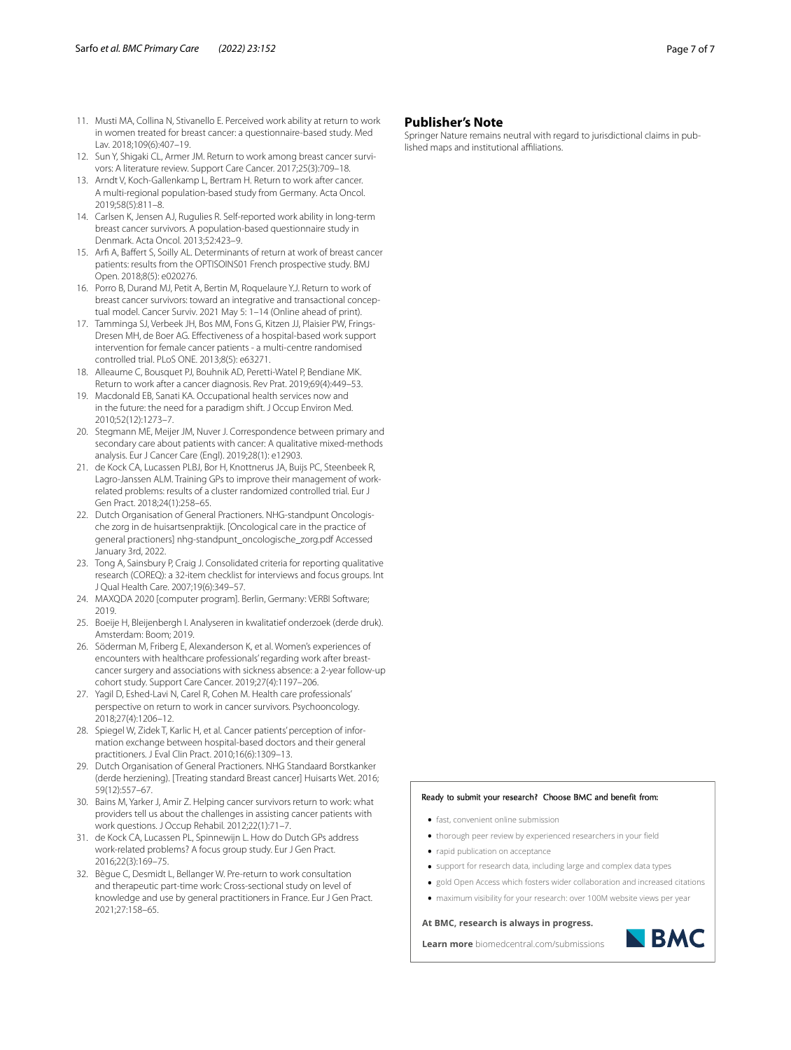11. Musti MA, Collina N, Stivanello E. Perceived work ability at return to work in women treated for breast cancer: a questionnaire-based study. Med Lav. 2018;109(6):407–19.
12. Sun Y, Shigaki CL, Armer JM. Return to work among breast cancer survivors: A literature review. Support Care Cancer. 2017;25(3):709–18.
13. Arndt V, Koch-Gallenkamp L, Bertram H. Return to work after cancer. A multi-regional population-based study from Germany. Acta Oncol. 2019;58(5):811–8.
14. Carlsen K, Jensen AJ, Rugulies R. Self-reported work ability in long-term breast cancer survivors. A population-based questionnaire study in Denmark. Acta Oncol. 2013;52:423–9.
15. Arfi A, Baffert S, Soilly AL. Determinants of return at work of breast cancer patients: results from the OPTISOINS01 French prospective study. BMJ Open. 2018;8(5): e020276.
16. Porro B, Durand MJ, Petit A, Bertin M, Roquelaure Y.J. Return to work of breast cancer survivors: toward an integrative and transactional conceptual model. Cancer Surviv. 2021 May 5: 1–14 (Online ahead of print).
17. Tamminga SJ, Verbeek JH, Bos MM, Fons G, Kitzen JJ, Plaisier PW, Frings-Dresen MH, de Boer AG. Effectiveness of a hospital-based work support intervention for female cancer patients - a multi-centre randomised controlled trial. PLoS ONE. 2013;8(5): e63271.
18. Alleaume C, Bousquet PJ, Bouhnik AD, Peretti-Watel P, Bendiane MK. Return to work after a cancer diagnosis. Rev Prat. 2019;69(4):449–53.
19. Macdonald EB, Sanati KA. Occupational health services now and in the future: the need for a paradigm shift. J Occup Environ Med. 2010;52(12):1273–7.
20. Stegmann ME, Meijer JM, Nuver J. Correspondence between primary and secondary care about patients with cancer: A qualitative mixed-methods analysis. Eur J Cancer Care (Engl). 2019;28(1): e12903.
21. de Kock CA, Lucassen PLBJ, Bor H, Knottnerus JA, Buijs PC, Steenbeek R, Lagro-Janssen ALM. Training GPs to improve their management of work-related problems: results of a cluster randomized controlled trial. Eur J Gen Pract. 2018;24(1):258–65.
22. Dutch Organisation of General Practioners. NHG-standpunt Oncologische zorg in de huisartsenpraktijk. [Oncological care in the practice of general practioners] nhg-standpunt_oncologische_zorg.pdf Accessed January 3rd, 2022.
23. Tong A, Sainsbury P, Craig J. Consolidated criteria for reporting qualitative research (COREQ): a 32-item checklist for interviews and focus groups. Int J Qual Health Care. 2007;19(6):349–57.
24. MAXQDA 2020 [computer program]. Berlin, Germany: VERBI Software; 2019.
25. Boeije H, Bleijenbergh I. Analyseren in kwalitatief onderzoek (derde druk). Amsterdam: Boom; 2019.
26. Söderman M, Friberg E, Alexanderson K, et al. Women's experiences of encounters with healthcare professionals' regarding work after breast-cancer surgery and associations with sickness absence: a 2-year follow-up cohort study. Support Care Cancer. 2019;27(4):1197–206.
27. Yagil D, Eshed-Lavi N, Carel R, Cohen M. Health care professionals' perspective on return to work in cancer survivors. Psychooncology. 2018;27(4):1206–12.
28. Spiegel W, Zidek T, Karlic H, et al. Cancer patients' perception of information exchange between hospital-based doctors and their general practitioners. J Eval Clin Pract. 2010;16(6):1309–13.
29. Dutch Organisation of General Practioners. NHG Standaard Borstkanker (derde herziening). [Treating standard Breast cancer] Huisarts Wet. 2016; 59(12):557–67.
30. Bains M, Yarker J, Amir Z. Helping cancer survivors return to work: what providers tell us about the challenges in assisting cancer patients with work questions. J Occup Rehabil. 2012;22(1):71–7.
31. de Kock CA, Lucassen PL, Spinnewijn L. How do Dutch GPs address work-related problems? A focus group study. Eur J Gen Pract. 2016;22(3):169–75.
32. Bègue C, Desmidt L, Bellanger W. Pre-return to work consultation and therapeutic part-time work: Cross-sectional study on level of knowledge and use by general practitioners in France. Eur J Gen Pract. 2021;27:158–65.

## Publisher's Note

Springer Nature remains neutral with regard to jurisdictional claims in published maps and institutional affiliations.

Ready to submit your research? Choose BMC and benefit from:

- fast, convenient online submission
- thorough peer review by experienced researchers in your field
- rapid publication on acceptance
- support for research data, including large and complex data types
- gold Open Access which fosters wider collaboration and increased citations
- maximum visibility for your research: over 100M website views per year

**At BMC, research is always in progress.**

**Learn more** biomedcentral.com/submissions